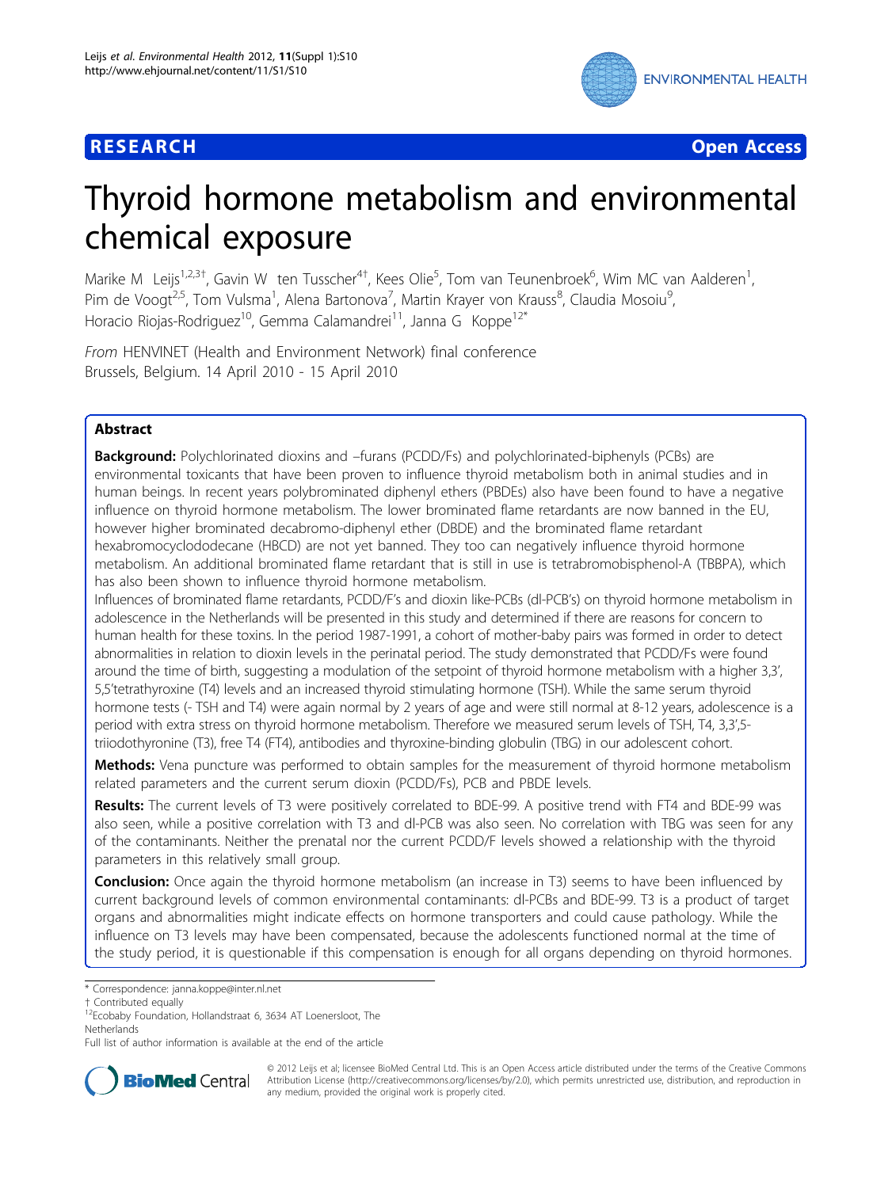**RESEARCH** **Open Access**

# Thyroid hormone metabolism and environmental chemical exposure

Marike M Leijs[1,2,3†], Gavin W ten Tusscher[4†], Kees Olie[5], Tom van Teunenbroek[6], Wim MC van Aalderen[1], Pim de Voogt[2,5], Tom Vulsma[1], Alena Bartonova[7], Martin Krayer von Krauss[8], Claudia Mosoiu[9], Horacio Riojas-Rodriguez[10], Gemma Calamandrei[11], Janna G Koppe[12*]

*From* HENVINET (Health and Environment Network) final conference
Brussels, Belgium. 14 April 2010 - 15 April 2010

## Abstract

**Background:** Polychlorinated dioxins and –furans (PCDD/Fs) and polychlorinated-biphenyls (PCBs) are environmental toxicants that have been proven to influence thyroid metabolism both in animal studies and in human beings. In recent years polybrominated diphenyl ethers (PBDEs) also have been found to have a negative influence on thyroid hormone metabolism. The lower brominated flame retardants are now banned in the EU, however higher brominated decabromo-diphenyl ether (DBDE) and the brominated flame retardant hexabromocyclododecane (HBCD) are not yet banned. They too can negatively influence thyroid hormone metabolism. An additional brominated flame retardant that is still in use is tetrabromobisphenol-A (TBBPA), which has also been shown to influence thyroid hormone metabolism.

Influences of brominated flame retardants, PCDD/F's and dioxin like-PCBs (dl-PCB's) on thyroid hormone metabolism in adolescence in the Netherlands will be presented in this study and determined if there are reasons for concern to human health for these toxins. In the period 1987-1991, a cohort of mother-baby pairs was formed in order to detect abnormalities in relation to dioxin levels in the perinatal period. The study demonstrated that PCDD/Fs were found around the time of birth, suggesting a modulation of the setpoint of thyroid hormone metabolism with a higher 3,3',5,5'tetrathyroxine (T4) levels and an increased thyroid stimulating hormone (TSH). While the same serum thyroid hormone tests (- TSH and T4) were again normal by 2 years of age and were still normal at 8-12 years, adolescence is a period with extra stress on thyroid hormone metabolism. Therefore we measured serum levels of TSH, T4, 3,3',5-triiodothyronine (T3), free T4 (FT4), antibodies and thyroxine-binding globulin (TBG) in our adolescent cohort.

**Methods:** Vena puncture was performed to obtain samples for the measurement of thyroid hormone metabolism related parameters and the current serum dioxin (PCDD/Fs), PCB and PBDE levels.

**Results:** The current levels of T3 were positively correlated to BDE-99. A positive trend with FT4 and BDE-99 was also seen, while a positive correlation with T3 and dl-PCB was also seen. No correlation with TBG was seen for any of the contaminants. Neither the prenatal nor the current PCDD/F levels showed a relationship with the thyroid parameters in this relatively small group.

**Conclusion:** Once again the thyroid hormone metabolism (an increase in T3) seems to have been influenced by current background levels of common environmental contaminants: dl-PCBs and BDE-99. T3 is a product of target organs and abnormalities might indicate effects on hormone transporters and could cause pathology. While the influence on T3 levels may have been compensated, because the adolescents functioned normal at the time of the study period, it is questionable if this compensation is enough for all organs depending on thyroid hormones.

\* Correspondence: janna.koppe@inter.nl.net
† Contributed equally
[12]Ecobaby Foundation, Hollandstraat 6, 3634 AT Loenersloot, The Netherlands
Full list of author information is available at the end of the article

© 2012 Leijs et al; licensee BioMed Central Ltd. This is an Open Access article distributed under the terms of the Creative Commons Attribution License (http://creativecommons.org/licenses/by/2.0), which permits unrestricted use, distribution, and reproduction in any medium, provided the original work is properly cited.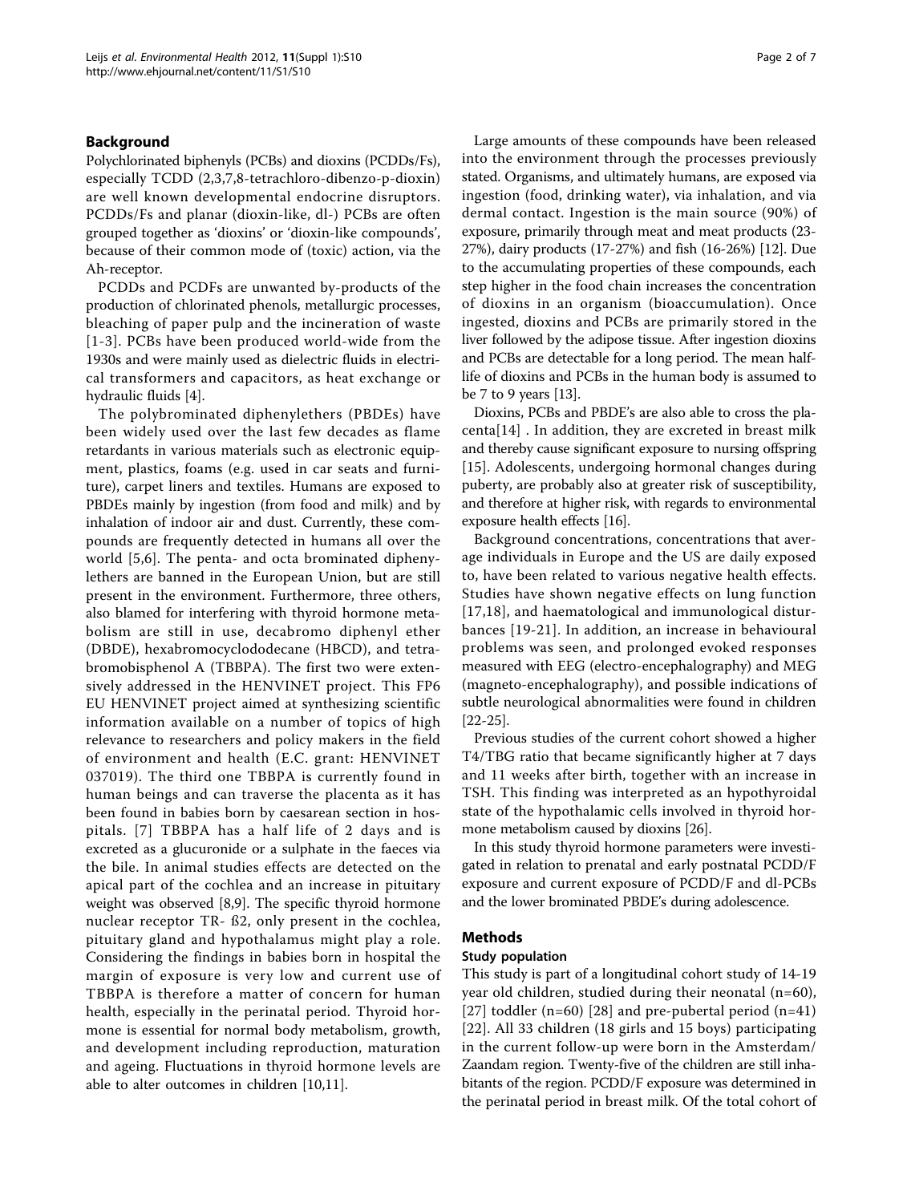## Background

Polychlorinated biphenyls (PCBs) and dioxins (PCDDs/Fs), especially TCDD (2,3,7,8-tetrachloro-dibenzo-p-dioxin) are well known developmental endocrine disruptors. PCDDs/Fs and planar (dioxin-like, dl-) PCBs are often grouped together as 'dioxins' or 'dioxin-like compounds', because of their common mode of (toxic) action, via the Ah-receptor.

PCDDs and PCDFs are unwanted by-products of the production of chlorinated phenols, metallurgic processes, bleaching of paper pulp and the incineration of waste [1-3]. PCBs have been produced world-wide from the 1930s and were mainly used as dielectric fluids in electrical transformers and capacitors, as heat exchange or hydraulic fluids [4].

The polybrominated diphenylethers (PBDEs) have been widely used over the last few decades as flame retardants in various materials such as electronic equipment, plastics, foams (e.g. used in car seats and furniture), carpet liners and textiles. Humans are exposed to PBDEs mainly by ingestion (from food and milk) and by inhalation of indoor air and dust. Currently, these compounds are frequently detected in humans all over the world [5,6]. The penta- and octa brominated diphenylethers are banned in the European Union, but are still present in the environment. Furthermore, three others, also blamed for interfering with thyroid hormone metabolism are still in use, decabromo diphenyl ether (DBDE), hexabromocyclododecane (HBCD), and tetrabromobisphenol A (TBBPA). The first two were extensively addressed in the HENVINET project. This FP6 EU HENVINET project aimed at synthesizing scientific information available on a number of topics of high relevance to researchers and policy makers in the field of environment and health (E.C. grant: HENVINET 037019). The third one TBBPA is currently found in human beings and can traverse the placenta as it has been found in babies born by caesarean section in hospitals. [7] TBBPA has a half life of 2 days and is excreted as a glucuronide or a sulphate in the faeces via the bile. In animal studies effects are detected on the apical part of the cochlea and an increase in pituitary weight was observed [8,9]. The specific thyroid hormone nuclear receptor TR- ß2, only present in the cochlea, pituitary gland and hypothalamus might play a role. Considering the findings in babies born in hospital the margin of exposure is very low and current use of TBBPA is therefore a matter of concern for human health, especially in the perinatal period. Thyroid hormone is essential for normal body metabolism, growth, and development including reproduction, maturation and ageing. Fluctuations in thyroid hormone levels are able to alter outcomes in children [10,11].

Large amounts of these compounds have been released into the environment through the processes previously stated. Organisms, and ultimately humans, are exposed via ingestion (food, drinking water), via inhalation, and via dermal contact. Ingestion is the main source (90%) of exposure, primarily through meat and meat products (23-27%), dairy products (17-27%) and fish (16-26%) [12]. Due to the accumulating properties of these compounds, each step higher in the food chain increases the concentration of dioxins in an organism (bioaccumulation). Once ingested, dioxins and PCBs are primarily stored in the liver followed by the adipose tissue. After ingestion dioxins and PCBs are detectable for a long period. The mean half-life of dioxins and PCBs in the human body is assumed to be 7 to 9 years [13].

Dioxins, PCBs and PBDE's are also able to cross the placenta[14] . In addition, they are excreted in breast milk and thereby cause significant exposure to nursing offspring [15]. Adolescents, undergoing hormonal changes during puberty, are probably also at greater risk of susceptibility, and therefore at higher risk, with regards to environmental exposure health effects [16].

Background concentrations, concentrations that average individuals in Europe and the US are daily exposed to, have been related to various negative health effects. Studies have shown negative effects on lung function [17,18], and haematological and immunological disturbances [19-21]. In addition, an increase in behavioural problems was seen, and prolonged evoked responses measured with EEG (electro-encephalography) and MEG (magneto-encephalography), and possible indications of subtle neurological abnormalities were found in children [22-25].

Previous studies of the current cohort showed a higher T4/TBG ratio that became significantly higher at 7 days and 11 weeks after birth, together with an increase in TSH. This finding was interpreted as an hypothyroidal state of the hypothalamic cells involved in thyroid hormone metabolism caused by dioxins [26].

In this study thyroid hormone parameters were investigated in relation to prenatal and early postnatal PCDD/F exposure and current exposure of PCDD/F and dl-PCBs and the lower brominated PBDE's during adolescence.

## Methods

### Study population

This study is part of a longitudinal cohort study of 14-19 year old children, studied during their neonatal (n=60), [27] toddler (n=60) [28] and pre-pubertal period (n=41) [22]. All 33 children (18 girls and 15 boys) participating in the current follow-up were born in the Amsterdam/Zaandam region. Twenty-five of the children are still inhabitants of the region. PCDD/F exposure was determined in the perinatal period in breast milk. Of the total cohort of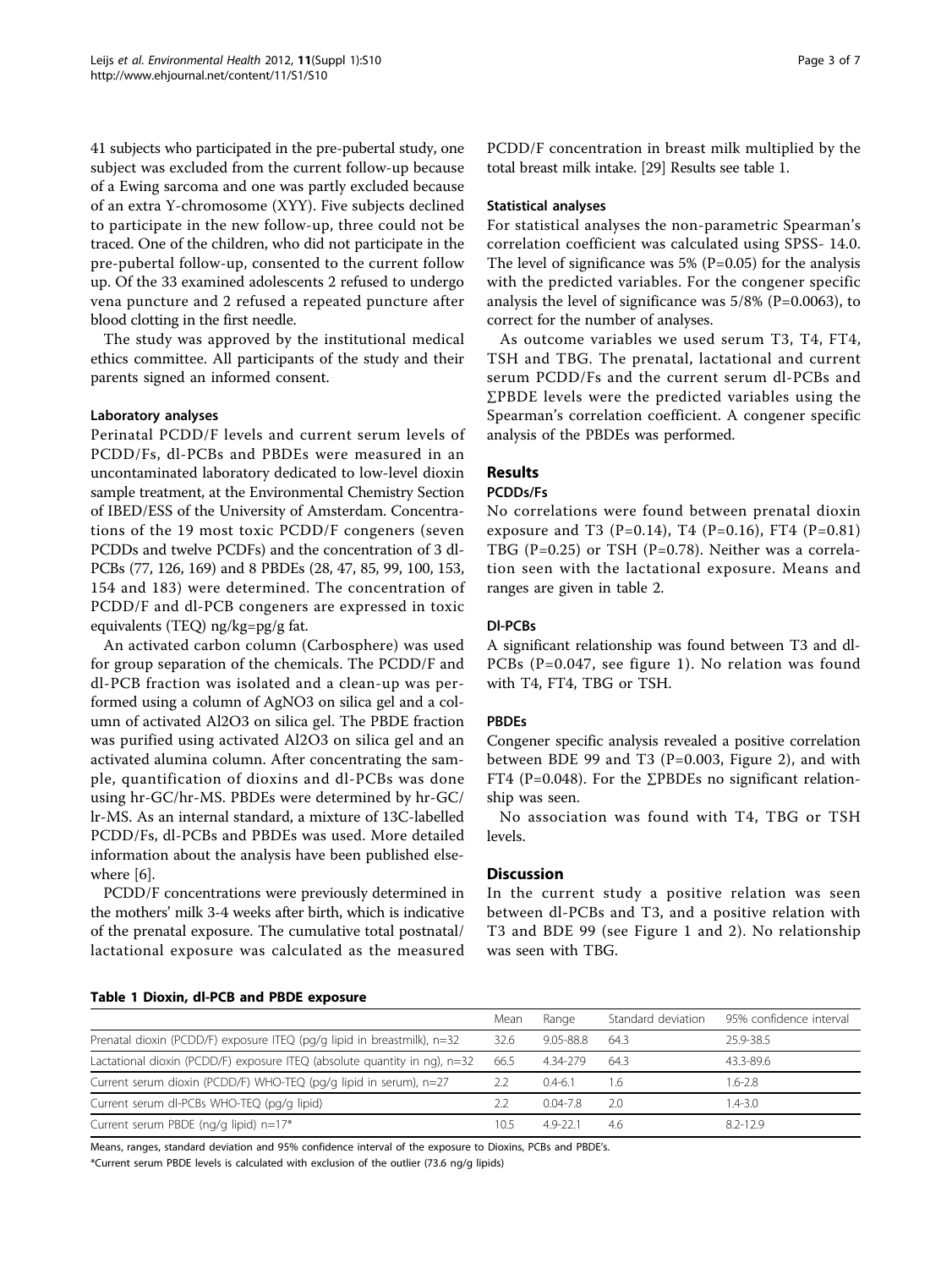41 subjects who participated in the pre-pubertal study, one subject was excluded from the current follow-up because of a Ewing sarcoma and one was partly excluded because of an extra Y-chromosome (XYY). Five subjects declined to participate in the new follow-up, three could not be traced. One of the children, who did not participate in the pre-pubertal follow-up, consented to the current follow up. Of the 33 examined adolescents 2 refused to undergo vena puncture and 2 refused a repeated puncture after blood clotting in the first needle.

The study was approved by the institutional medical ethics committee. All participants of the study and their parents signed an informed consent.

#### Laboratory analyses

Perinatal PCDD/F levels and current serum levels of PCDD/Fs, dl-PCBs and PBDEs were measured in an uncontaminated laboratory dedicated to low-level dioxin sample treatment, at the Environmental Chemistry Section of IBED/ESS of the University of Amsterdam. Concentrations of the 19 most toxic PCDD/F congeners (seven PCDDs and twelve PCDFs) and the concentration of 3 dl-PCBs (77, 126, 169) and 8 PBDEs (28, 47, 85, 99, 100, 153, 154 and 183) were determined. The concentration of PCDD/F and dl-PCB congeners are expressed in toxic equivalents (TEQ) ng/kg=pg/g fat.

An activated carbon column (Carbosphere) was used for group separation of the chemicals. The PCDD/F and dl-PCB fraction was isolated and a clean-up was performed using a column of $AgNO_3$ on silica gel and a column of activated $Al_2O_3$ on silica gel. The PBDE fraction was purified using activated $Al_2O_3$ on silica gel and an activated alumina column. After concentrating the sample, quantification of dioxins and dl-PCBs was done using hr-GC/hr-MS. PBDEs were determined by hr-GC/lr-MS. As an internal standard, a mixture of 13C-labelled PCDD/Fs, dl-PCBs and PBDEs was used. More detailed information about the analysis have been published elsewhere [6].

PCDD/F concentrations were previously determined in the mothers' milk 3-4 weeks after birth, which is indicative of the prenatal exposure. The cumulative total postnatal/lactational exposure was calculated as the measured PCDD/F concentration in breast milk multiplied by the total breast milk intake. [29] Results see table 1.

#### Statistical analyses

For statistical analyses the non-parametric Spearman's correlation coefficient was calculated using SPSS- 14.0. The level of significance was 5% (P=0.05) for the analysis with the predicted variables. For the congener specific analysis the level of significance was 5/8% (P=0.0063), to correct for the number of analyses.

As outcome variables we used serum T3, T4, FT4, TSH and TBG. The prenatal, lactational and current serum PCDD/Fs and the current serum dl-PCBs and ∑PBDE levels were the predicted variables using the Spearman's correlation coefficient. A congener specific analysis of the PBDEs was performed.

## Results

### PCDDs/Fs

No correlations were found between prenatal dioxin exposure and T3 (P=0.14), T4 (P=0.16), FT4 (P=0.81) TBG (P=0.25) or TSH (P=0.78). Neither was a correlation seen with the lactational exposure. Means and ranges are given in table 2.

### Dl-PCBs

A significant relationship was found between T3 and dl-PCBs (P=0.047, see figure 1). No relation was found with T4, FT4, TBG or TSH.

### PBDEs

Congener specific analysis revealed a positive correlation between BDE 99 and T3 (P=0.003, Figure 2), and with FT4 (P=0.048). For the ∑PBDEs no significant relationship was seen.

No association was found with T4, TBG or TSH levels.

## Discussion

In the current study a positive relation was seen between dl-PCBs and T3, and a positive relation with T3 and BDE 99 (see Figure 1 and 2). No relationship was seen with TBG.

**Table 1 Dioxin, dl-PCB and PBDE exposure**

| | Mean | Range | Standard deviation | 95% confidence interval |
|---|---|---|---|---|
| Prenatal dioxin (PCDD/F) exposure ITEQ (pg/g lipid in breastmilk), n=32 | 32.6 | 9.05-88.8 | 64.3 | 25.9-38.5 |
| Lactational dioxin (PCDD/F) exposure ITEQ (absolute quantity in ng), n=32 | 66.5 | 4.34-279 | 64.3 | 43.3-89.6 |
| Current serum dioxin (PCDD/F) WHO-TEQ (pg/g lipid in serum), n=27 | 2.2 | 0.4-6.1 | 1.6 | 1.6-2.8 |
| Current serum dl-PCBs WHO-TEQ (pg/g lipid) | 2.2 | 0.04-7.8 | 2.0 | 1.4-3.0 |
| Current serum PBDE (ng/g lipid) n=17* | 10.5 | 4.9-22.1 | 4.6 | 8.2-12.9 |

Means, ranges, standard deviation and 95% confidence interval of the exposure to Dioxins, PCBs and PBDE's.

*Current serum PBDE levels is calculated with exclusion of the outlier (73.6 ng/g lipids)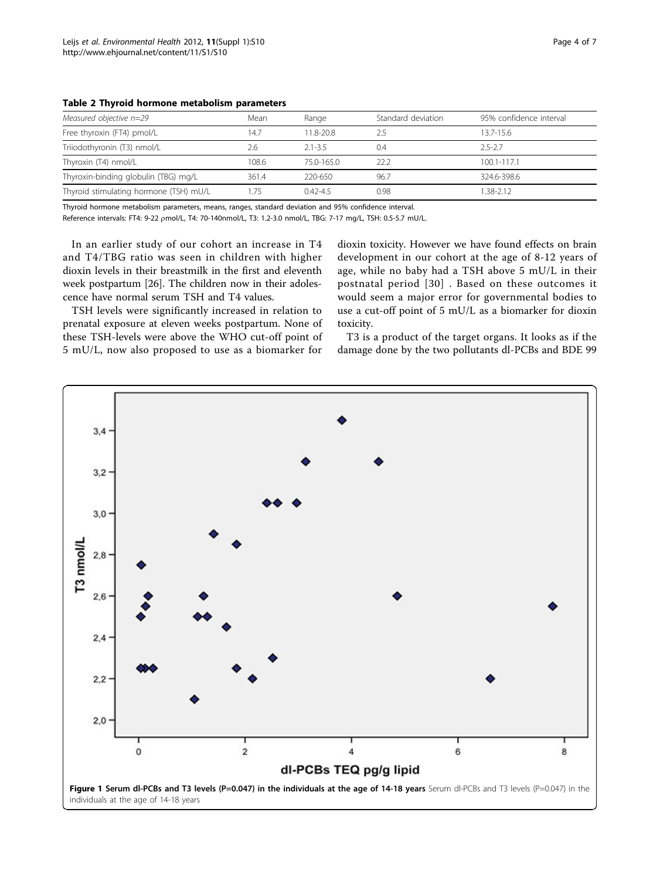**Table 2 Thyroid hormone metabolism parameters**

| Measured objective n=29 | Mean | Range | Standard deviation | 95% confidence interval |
|---|---|---|---|---|
| Free thyroxin (FT4) pmol/L | 14.7 | 11.8-20.8 | 2.5 | 13.7-15.6 |
| Triiodothyronin (T3) nmol/L | 2.6 | 2.1-3.5 | 0.4 | 2.5-2.7 |
| Thyroxin (T4) nmol/L | 108.6 | 75.0-165.0 | 22.2 | 100.1-117.1 |
| Thyroxin-binding globulin (TBG) mg/L | 361.4 | 220-650 | 96.7 | 324.6-398.6 |
| Thyroid stimulating hormone (TSH) mU/L | 1.75 | 0.42-4.5 | 0.98 | 1.38-2.12 |

Thyroid hormone metabolism parameters, means, ranges, standard deviation and 95% confidence interval.
Reference intervals: FT4: 9-22 ρmol/L, T4: 70-140nmol/L, T3: 1.2-3.0 nmol/L, TBG: 7-17 mg/L, TSH: 0.5-5.7 mU/L.

In an earlier study of our cohort an increase in T4 and T4/TBG ratio was seen in children with higher dioxin levels in their breastmilk in the first and eleventh week postpartum [26]. The children now in their adolescence have normal serum TSH and T4 values.

TSH levels were significantly increased in relation to prenatal exposure at eleven weeks postpartum. None of these TSH-levels were above the WHO cut-off point of 5 mU/L, now also proposed to use as a biomarker for dioxin toxicity. However we have found effects on brain development in our cohort at the age of 8-12 years of age, while no baby had a TSH above 5 mU/L in their postnatal period [30] . Based on these outcomes it would seem a major error for governmental bodies to use a cut-off point of 5 mU/L as a biomarker for dioxin toxicity.

T3 is a product of the target organs. It looks as if the damage done by the two pollutants dl-PCBs and BDE 99

**Figure 1 Serum dl-PCBs and T3 levels (P=0.047) in the individuals at the age of 14-18 years** Serum dl-PCBs and T3 levels (P=0.047) in the individuals at the age of 14-18 years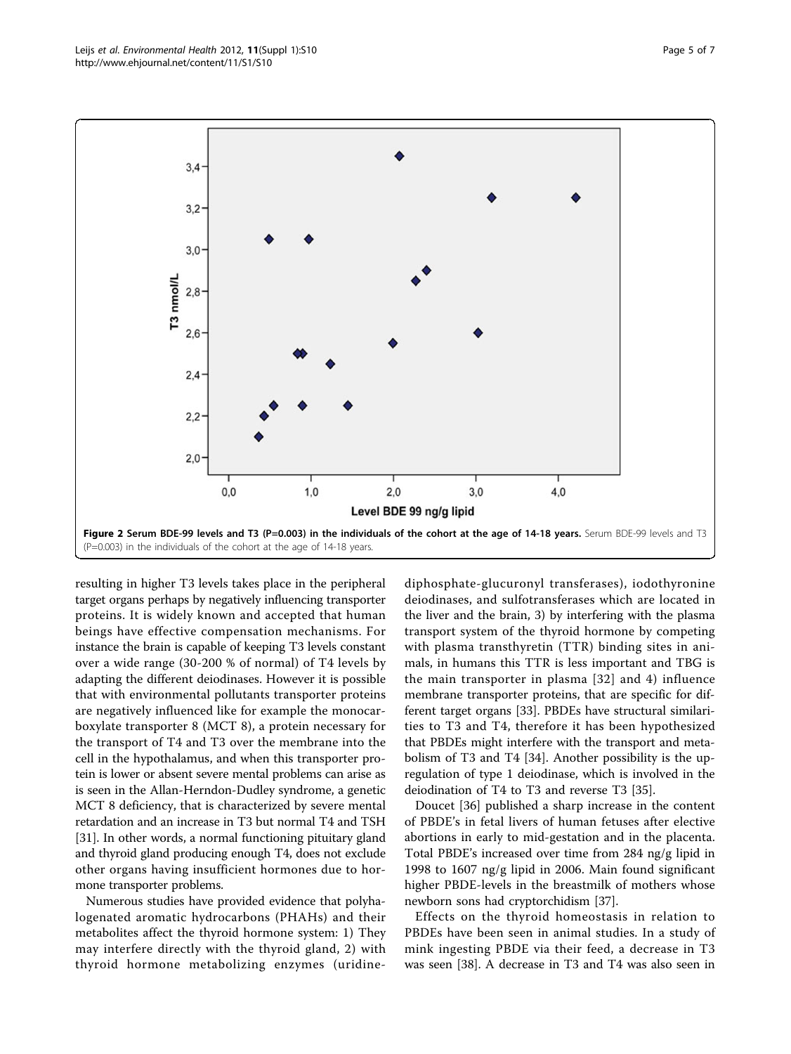**Figure 2 Serum BDE-99 levels and T3 (P=0.003) in the individuals of the cohort at the age of 14-18 years.** Serum BDE-99 levels and T3 (P=0.003) in the individuals of the cohort at the age of 14-18 years.

resulting in higher T3 levels takes place in the peripheral target organs perhaps by negatively influencing transporter proteins. It is widely known and accepted that human beings have effective compensation mechanisms. For instance the brain is capable of keeping T3 levels constant over a wide range (30-200 % of normal) of T4 levels by adapting the different deiodinases. However it is possible that with environmental pollutants transporter proteins are negatively influenced like for example the monocarboxylate transporter 8 (MCT 8), a protein necessary for the transport of T4 and T3 over the membrane into the cell in the hypothalamus, and when this transporter protein is lower or absent severe mental problems can arise as is seen in the Allan-Herndon-Dudley syndrome, a genetic MCT 8 deficiency, that is characterized by severe mental retardation and an increase in T3 but normal T4 and TSH [31]. In other words, a normal functioning pituitary gland and thyroid gland producing enough T4, does not exclude other organs having insufficient hormones due to hormone transporter problems.

Numerous studies have provided evidence that polyhalogenated aromatic hydrocarbons (PHAHs) and their metabolites affect the thyroid hormone system: 1) They may interfere directly with the thyroid gland, 2) with thyroid hormone metabolizing enzymes (uridine-diphosphate-glucuronyl transferases), iodothyronine deiodinases, and sulfotransferases which are located in the liver and the brain, 3) by interfering with the plasma transport system of the thyroid hormone by competing with plasma transthyretin (TTR) binding sites in animals, in humans this TTR is less important and TBG is the main transporter in plasma [32] and 4) influence membrane transporter proteins, that are specific for different target organs [33]. PBDEs have structural similarities to T3 and T4, therefore it has been hypothesized that PBDEs might interfere with the transport and metabolism of T3 and T4 [34]. Another possibility is the up-regulation of type 1 deiodinase, which is involved in the deiodination of T4 to T3 and reverse T3 [35].

Doucet [36] published a sharp increase in the content of PBDE's in fetal livers of human fetuses after elective abortions in early to mid-gestation and in the placenta. Total PBDE's increased over time from 284 ng/g lipid in 1998 to 1607 ng/g lipid in 2006. Main found significant higher PBDE-levels in the breastmilk of mothers whose newborn sons had cryptorchidism [37].

Effects on the thyroid homeostasis in relation to PBDEs have been seen in animal studies. In a study of mink ingesting PBDE via their feed, a decrease in T3 was seen [38]. A decrease in T3 and T4 was also seen in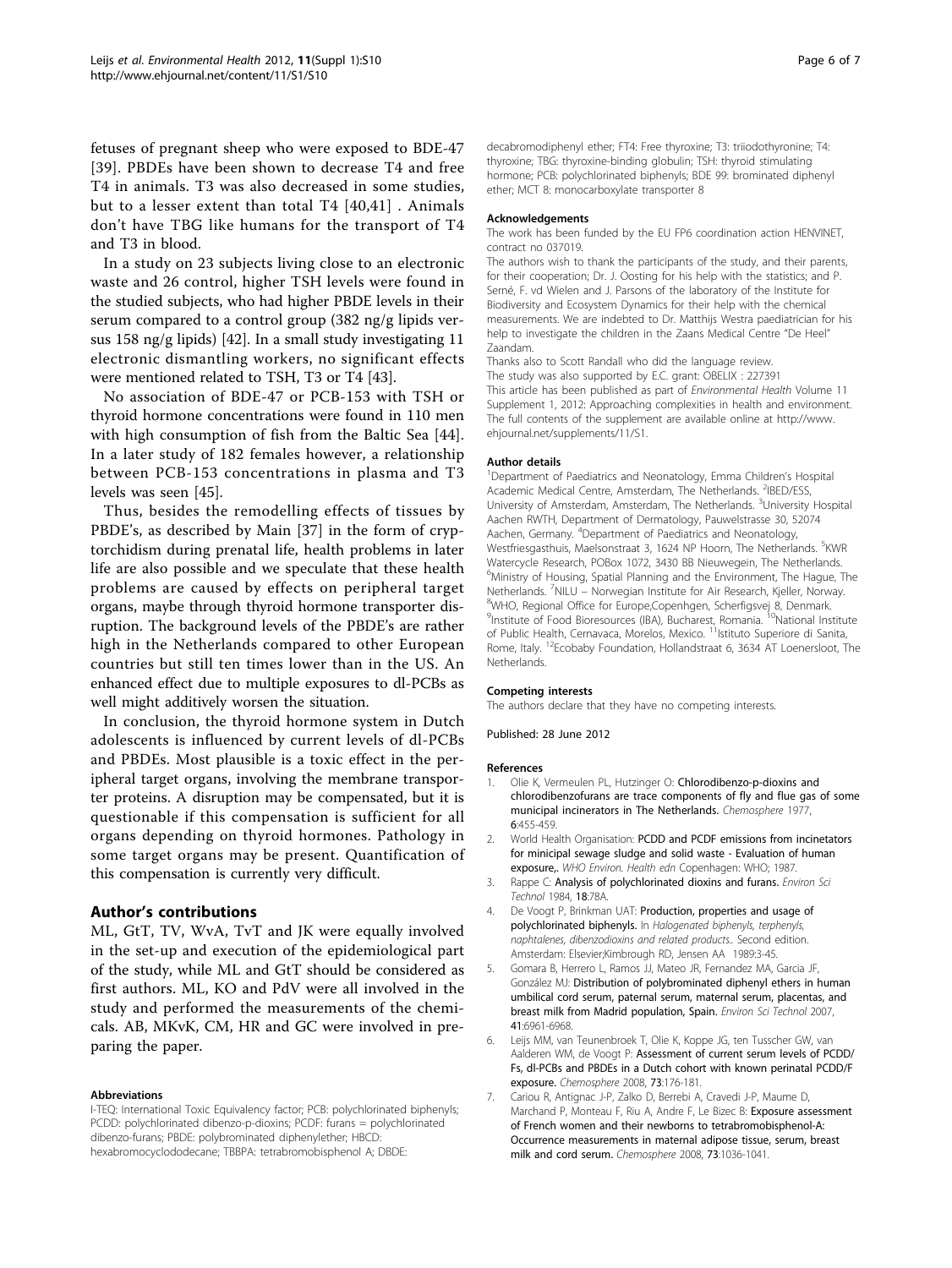fetuses of pregnant sheep who were exposed to BDE-47 [39]. PBDEs have been shown to decrease T4 and free T4 in animals. T3 was also decreased in some studies, but to a lesser extent than total T4 [40,41] . Animals don't have TBG like humans for the transport of T4 and T3 in blood.

In a study on 23 subjects living close to an electronic waste and 26 control, higher TSH levels were found in the studied subjects, who had higher PBDE levels in their serum compared to a control group (382 ng/g lipids versus 158 ng/g lipids) [42]. In a small study investigating 11 electronic dismantling workers, no significant effects were mentioned related to TSH, T3 or T4 [43].

No association of BDE-47 or PCB-153 with TSH or thyroid hormone concentrations were found in 110 men with high consumption of fish from the Baltic Sea [44]. In a later study of 182 females however, a relationship between PCB-153 concentrations in plasma and T3 levels was seen [45].

Thus, besides the remodelling effects of tissues by PBDE's, as described by Main [37] in the form of cryptorchidism during prenatal life, health problems in later life are also possible and we speculate that these health problems are caused by effects on peripheral target organs, maybe through thyroid hormone transporter disruption. The background levels of the PBDE's are rather high in the Netherlands compared to other European countries but still ten times lower than in the US. An enhanced effect due to multiple exposures to dl-PCBs as well might additively worsen the situation.

In conclusion, the thyroid hormone system in Dutch adolescents is influenced by current levels of dl-PCBs and PBDEs. Most plausible is a toxic effect in the peripheral target organs, involving the membrane transporter proteins. A disruption may be compensated, but it is questionable if this compensation is sufficient for all organs depending on thyroid hormones. Pathology in some target organs may be present. Quantification of this compensation is currently very difficult.

## Author's contributions

ML, GtT, TV, WvA, TvT and JK were equally involved in the set-up and execution of the epidemiological part of the study, while ML and GtT should be considered as first authors. ML, KO and PdV were all involved in the study and performed the measurements of the chemicals. AB, MKvK, CM, HR and GC were involved in preparing the paper.

#### Abbreviations

I-TEQ: International Toxic Equivalency factor; PCB: polychlorinated biphenyls; PCDD: polychlorinated dibenzo-p-dioxins; PCDF: furans = polychlorinated dibenzo-furans; PBDE: polybrominated diphenylether; HBCD: hexabromocyclododecane; TBBPA: tetrabromobisphenol A; DBDE: decabromodiphenyl ether; FT4: Free thyroxine; T3: triiodothyronine; T4: thyroxine; TBG: thyroxine-binding globulin; TSH: thyroid stimulating hormone; PCB: polychlorinated biphenyls; BDE 99: brominated diphenyl ether; MCT 8: monocarboxylate transporter 8

#### Acknowledgements

The work has been funded by the EU FP6 coordination action HENVINET, contract no 037019.

The authors wish to thank the participants of the study, and their parents, for their cooperation; Dr. J. Oosting for his help with the statistics; and P. Serné, F. vd Wielen and J. Parsons of the laboratory of the Institute for Biodiversity and Ecosystem Dynamics for their help with the chemical measurements. We are indebted to Dr. Matthijs Westra paediatrician for his help to investigate the children in the Zaans Medical Centre "De Heel" Zaandam.

Thanks also to Scott Randall who did the language review.

The study was also supported by E.C. grant: OBELIX : 227391

This article has been published as part of *Environmental Health* Volume 11 Supplement 1, 2012: Approaching complexities in health and environment. The full contents of the supplement are available online at http://www.ehjournal.net/supplements/11/S1.

#### Author details

[1]Department of Paediatrics and Neonatology, Emma Children's Hospital Academic Medical Centre, Amsterdam, The Netherlands. [2]IBED/ESS, University of Amsterdam, Amsterdam, The Netherlands. [3]University Hospital Aachen RWTH, Department of Dermatology, Pauwelstrasse 30, 52074 Aachen, Germany. [4]Department of Paediatrics and Neonatology, Westfriesgasthuis, Maelsonstraat 3, 1624 NP Hoorn, The Netherlands. [5]KWR Watercycle Research, POBox 1072, 3430 BB Nieuwegein, The Netherlands. [6]Ministry of Housing, Spatial Planning and the Environment, The Hague, The Netherlands. [7]NILU – Norwegian Institute for Air Research, Kjeller, Norway. [8]WHO, Regional Office for Europe,Copenhgen, Scherfigsvej 8, Denmark. [9]Institute of Food Bioresources (IBA), Bucharest, Romania. [10]National Institute of Public Health, Cernavaca, Morelos, Mexico. [11]Istituto Superiore di Sanita, Rome, Italy. [12]Ecobaby Foundation, Hollandstraat 6, 3634 AT Loenersloot, The Netherlands.

#### Competing interests

The authors declare that they have no competing interests.

Published: 28 June 2012

#### References

1. Olie K, Vermeulen PL, Hutzinger O: **Chlorodibenzo-p-dioxins and chlorodibenzofurans are trace components of fly and flue gas of some municipal incinerators in The Netherlands.** *Chemosphere* 1977, **6**:455-459.
2. World Health Organisation: **PCDD and PCDF emissions from incinetators for minicipal sewage sludge and solid waste - Evaluation of human exposure,.** *WHO Environ. Health edn* Copenhagen: WHO; 1987.
3. Rappe C: **Analysis of polychlorinated dioxins and furans.** *Environ Sci Technol* 1984, **18**:78A.
4. De Voogt P, Brinkman UAT: **Production, properties and usage of polychlorinated biphenyls.** In *Halogenated biphenyls, terphenyls, naphtalenes, dibenzodioxins and related products.*. Second edition. Amsterdam: Elsevier;Kimbrough RD, Jensen AA 1989:3-45.
5. Gomara B, Herrero L, Ramos JJ, Mateo JR, Fernandez MA, Garcia JF, González MJ: **Distribution of polybrominated diphenyl ethers in human umbilical cord serum, paternal serum, maternal serum, placentas, and breast milk from Madrid population, Spain.** *Environ Sci Technol* 2007, **41**:6961-6968.
6. Leijs MM, van Teunenbroek T, Olie K, Koppe JG, ten Tusscher GW, van Aalderen WM, de Voogt P: **Assessment of current serum levels of PCDD/Fs, dl-PCBs and PBDEs in a Dutch cohort with known perinatal PCDD/F exposure.** *Chemosphere* 2008, **73**:176-181.
7. Cariou R, Antignac J-P, Zalko D, Berrebi A, Cravedi J-P, Maume D, Marchand P, Monteau F, Riu A, Andre F, Le Bizec B: **Exposure assessment of French women and their newborns to tetrabromobisphenol-A: Occurrence measurements in maternal adipose tissue, serum, breast milk and cord serum.** *Chemosphere* 2008, **73**:1036-1041.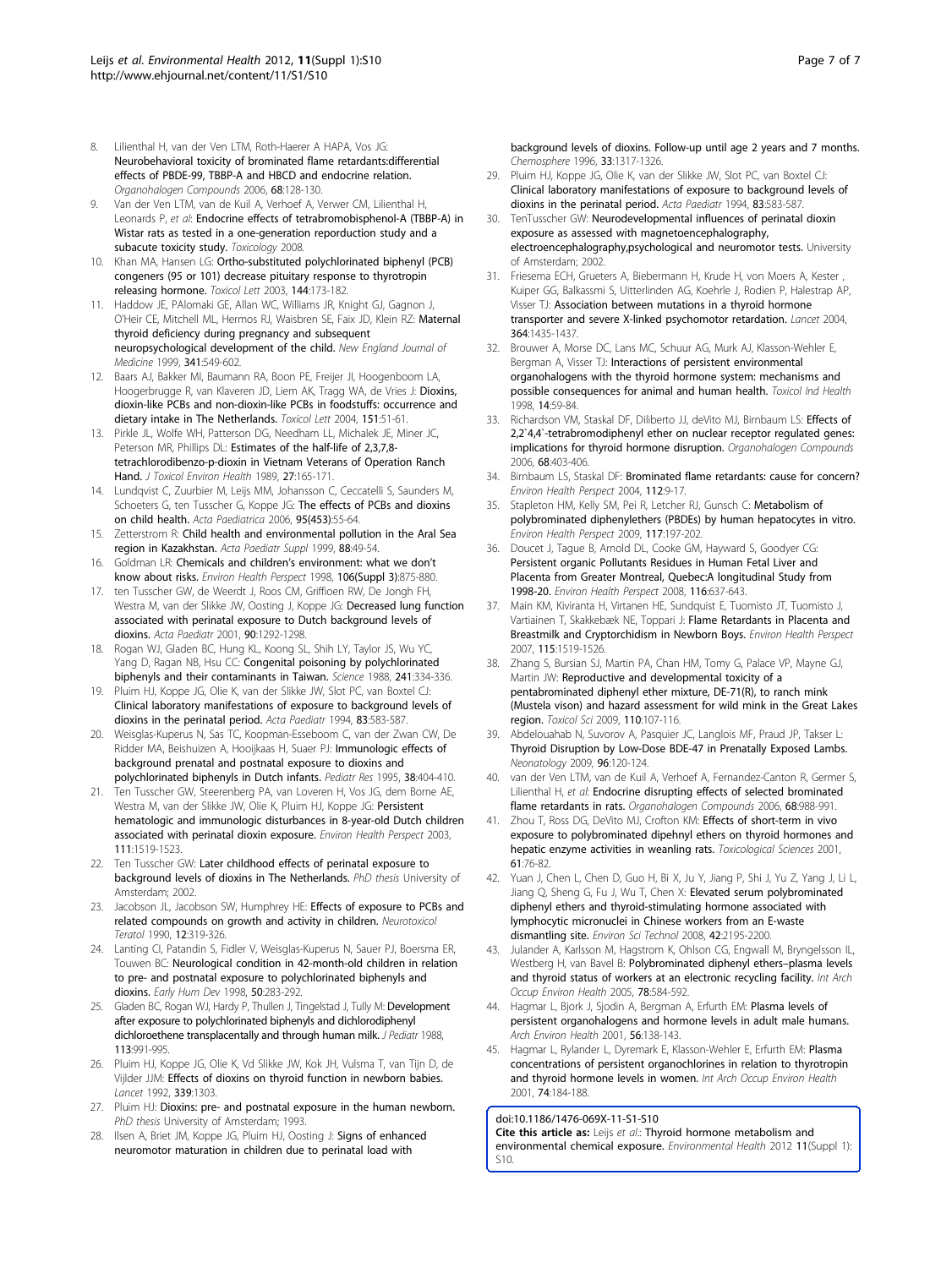8. Lilienthal H, van der Ven LTM, Roth-Haerer A HAPA, Vos JG: **Neurobehavioral toxicity of brominated flame retardants:differential effects of PBDE-99, TBBP-A and HBCD and endocrine relation.** *Organohalogen Compounds* 2006, **68**:128-130.
9. Van der Ven LTM, van de Kuil A, Verhoef A, Verwer CM, Lilienthal H, Leonards P, *et al*: **Endocrine effects of tetrabromobisphenol-A (TBBP-A) in Wistar rats as tested in a one-generation reporduction study and a subacute toxicity study.** *Toxicology* 2008.
10. Khan MA, Hansen LG: **Ortho-substituted polychlorinated biphenyl (PCB) congeners (95 or 101) decrease pituitary response to thyrotropin releasing hormone.** *Toxicol Lett* 2003, **144**:173-182.
11. Haddow JE, PAlomaki GE, Allan WC, Williams JR, Knight GJ, Gagnon J, O'Heir CE, Mitchell ML, Hermos RJ, Waisbren SE, Faix JD, Klein RZ: **Maternal thyroid deficiency during pregnancy and subsequent neuropsychological development of the child.** *New England Journal of Medicine* 1999, **341**:549-602.
12. Baars AJ, Bakker MI, Baumann RA, Boon PE, Freijer JI, Hoogenboom LA, Hoogerbrugge R, van Klaveren JD, Liem AK, Tragg WA, de Vries J: **Dioxins, dioxin-like PCBs and non-dioxin-like PCBs in foodstuffs: occurrence and dietary intake in The Netherlands.** *Toxicol Lett* 2004, **151**:51-61.
13. Pirkle JL, Wolfe WH, Patterson DG, Needham LL, Michalek JE, Miner JC, Peterson MR, Phillips DL: **Estimates of the half-life of 2,3,7,8-tetrachlorodibenzo-p-dioxin in Vietnam Veterans of Operation Ranch Hand.** *J Toxicol Environ Health* 1989, **27**:165-171.
14. Lundqvist C, Zuurbier M, Leijs MM, Johansson C, Ceccatelli S, Saunders M, Schoeters G, ten Tusscher G, Koppe JG: **The effects of PCBs and dioxins on child health.** *Acta Paediatrica* 2006, **95(453)**:55-64.
15. Zetterstrom R: **Child health and environmental pollution in the Aral Sea region in Kazakhstan.** *Acta Paediatr Suppl* 1999, **88**:49-54.
16. Goldman LR: **Chemicals and children's environment: what we don't know about risks.** *Environ Health Perspect* 1998, **106(Suppl 3)**:875-880.
17. ten Tusscher GW, de Weerdt J, Roos CM, Griffioen RW, De Jongh FH, Westra M, van der Slikke JW, Oosting J, Koppe JG: **Decreased lung function associated with perinatal exposure to Dutch background levels of dioxins.** *Acta Paediatr* 2001, **90**:1292-1298.
18. Rogan WJ, Gladen BC, Hung KL, Koong SL, Shih LY, Taylor JS, Wu YC, Yang D, Ragan NB, Hsu CC: **Congenital poisoning by polychlorinated biphenyls and their contaminants in Taiwan.** *Science* 1988, **241**:334-336.
19. Pluim HJ, Koppe JG, Olie K, van der Slikke JW, Slot PC, van Boxtel CJ: **Clinical laboratory manifestations of exposure to background levels of dioxins in the perinatal period.** *Acta Paediatr* 1994, **83**:583-587.
20. Weisglas-Kuperus N, Sas TC, Koopman-Esseboom C, van der Zwan CW, De Ridder MA, Beishuizen A, Hooijkaas H, Suaer PJ: **Immunologic effects of background prenatal and postnatal exposure to dioxins and polychlorinated biphenyls in Dutch infants.** *Pediatr Res* 1995, **38**:404-410.
21. Ten Tusscher GW, Steerenberg PA, van Loveren H, Vos JG, dem Borne AE, Westra M, van der Slikke JW, Olie K, Pluim HJ, Koppe JG: **Persistent hematologic and immunologic disturbances in 8-year-old Dutch children associated with perinatal dioxin exposure.** *Environ Health Perspect* 2003, **111**:1519-1523.
22. Ten Tusscher GW: **Later childhood effects of perinatal exposure to background levels of dioxins in The Netherlands.** *PhD thesis* University of Amsterdam; 2002.
23. Jacobson JL, Jacobson SW, Humphrey HE: **Effects of exposure to PCBs and related compounds on growth and activity in children.** *Neurotoxicol Teratol* 1990, **12**:319-326.
24. Lanting CI, Patandin S, Fidler V, Weisglas-Kuperus N, Sauer PJ, Boersma ER, Touwen BC: **Neurological condition in 42-month-old children in relation to pre- and postnatal exposure to polychlorinated biphenyls and dioxins.** *Early Hum Dev* 1998, **50**:283-292.
25. Gladen BC, Rogan WJ, Hardy P, Thullen J, Tingelstad J, Tully M: **Development after exposure to polychlorinated biphenyls and dichlorodiphenyl dichloroethene transplacentally and through human milk.** *J Pediatr* 1988, **113**:991-995.
26. Pluim HJ, Koppe JG, Olie K, Vd Slikke JW, Kok JH, Vulsma T, van Tijn D, de Vijlder JJM: **Effects of dioxins on thyroid function in newborn babies.** *Lancet* 1992, **339**:1303.
27. Pluim HJ: **Dioxins: pre- and postnatal exposure in the human newborn.** *PhD thesis* University of Amsterdam; 1993.
28. Ilsen A, Briet JM, Koppe JG, Pluim HJ, Oosting J: **Signs of enhanced neuromotor maturation in children due to perinatal load with background levels of dioxins. Follow-up until age 2 years and 7 months.** *Chemosphere* 1996, **33**:1317-1326.
29. Pluim HJ, Koppe JG, Olie K, van der Slikke JW, Slot PC, van Boxtel CJ: **Clinical laboratory manifestations of exposure to background levels of dioxins in the perinatal period.** *Acta Paediatr* 1994, **83**:583-587.
30. TenTusscher GW: **Neurodevelopmental influences of perinatal dioxin exposure as assessed with magnetoencephalography, electroencephalography,psychological and neuromotor tests.** University of Amsterdam; 2002.
31. Friesema ECH, Grueters A, Biebermann H, Krude H, von Moers A, Kester , Kuiper GG, Balkassmi S, Uitterlinden AG, Koehrle J, Rodien P, Halestrap AP, Visser TJ: **Association between mutations in a thyroid hormone transporter and severe X-linked psychomotor retardation.** *Lancet* 2004, **364**:1435-1437.
32. Brouwer A, Morse DC, Lans MC, Schuur AG, Murk AJ, Klasson-Wehler E, Bergman A, Visser TJ: **Interactions of persistent environmental organohalogens with the thyroid hormone system: mechanisms and possible consequences for animal and human health.** *Toxicol Ind Health* 1998, **14**:59-84.
33. Richardson VM, Staskal DF, Diliberto JJ, deVito MJ, Birnbaum LS: **Effects of 2,2`4,4`-tetrabromodiphenyl ether on nuclear receptor regulated genes: implications for thyroid hormone disruption.** *Organohalogen Compounds* 2006, **68**:403-406.
34. Birnbaum LS, Staskal DF: **Brominated flame retardants: cause for concern?** *Environ Health Perspect* 2004, **112**:9-17.
35. Stapleton HM, Kelly SM, Pei R, Letcher RJ, Gunsch C: **Metabolism of polybrominated diphenylethers (PBDEs) by human hepatocytes in vitro.** *Environ Health Perspect* 2009, **117**:197-202.
36. Doucet J, Tague B, Arnold DL, Cooke GM, Hayward S, Goodyer CG: **Persistent organic Pollutants Residues in Human Fetal Liver and Placenta from Greater Montreal, Quebec:A longitudinal Study from 1998-20.** *Environ Health Perspect* 2008, **116**:637-643.
37. Main KM, Kiviranta H, Virtanen HE, Sundquist E, Tuomisto JT, Tuomisto J, Vartiainen T, Skakkebæk NE, Toppari J: **Flame Retardants in Placenta and Breastmilk and Cryptorchidism in Newborn Boys.** *Environ Health Perspect* 2007, **115**:1519-1526.
38. Zhang S, Bursian SJ, Martin PA, Chan HM, Tomy G, Palace VP, Mayne GJ, Martin JW: **Reproductive and developmental toxicity of a pentabrominated diphenyl ether mixture, DE-71(R), to ranch mink (Mustela vison) and hazard assessment for wild mink in the Great Lakes region.** *Toxicol Sci* 2009, **110**:107-116.
39. Abdelouahab N, Suvorov A, Pasquier JC, Langlois MF, Praud JP, Takser L: **Thyroid Disruption by Low-Dose BDE-47 in Prenatally Exposed Lambs.** *Neonatology* 2009, **96**:120-124.
40. van der Ven LTM, van de Kuil A, Verhoef A, Fernandez-Canton R, Germer S, Lilienthal H, *et al*: **Endocrine disrupting effects of selected brominated flame retardants in rats.** *Organohalogen Compounds* 2006, **68**:988-991.
41. Zhou T, Ross DG, DeVito MJ, Crofton KM: **Effects of short-term in vivo exposure to polybrominated dipehnyl ethers on thyroid hormones and hepatic enzyme activities in weanling rats.** *Toxicological Sciences* 2001, **61**:76-82.
42. Yuan J, Chen L, Chen D, Guo H, Bi X, Ju Y, Jiang P, Shi J, Yu Z, Yang J, Li L, Jiang Q, Sheng G, Fu J, Wu T, Chen X: **Elevated serum polybrominated diphenyl ethers and thyroid-stimulating hormone associated with lymphocytic micronuclei in Chinese workers from an E-waste dismantling site.** *Environ Sci Technol* 2008, **42**:2195-2200.
43. Julander A, Karlsson M, Hagstrom K, Ohlson CG, Engwall M, Bryngelsson IL, Westberg H, van Bavel B: **Polybrominated diphenyl ethers–plasma levels and thyroid status of workers at an electronic recycling facility.** *Int Arch Occup Environ Health* 2005, **78**:584-592.
44. Hagmar L, Bjork J, Sjodin A, Bergman A, Erfurth EM: **Plasma levels of persistent organohalogens and hormone levels in adult male humans.** *Arch Environ Health* 2001, **56**:138-143.
45. Hagmar L, Rylander L, Dyremark E, Klasson-Wehler E, Erfurth EM: **Plasma concentrations of persistent organochlorines in relation to thyrotropin and thyroid hormone levels in women.** *Int Arch Occup Environ Health* 2001, **74**:184-188.

doi:10.1186/1476-069X-11-S1-S10
**Cite this article as:** Leijs *et al.*: Thyroid hormone metabolism and environmental chemical exposure. *Environmental Health* 2012 11(Suppl 1): S10.